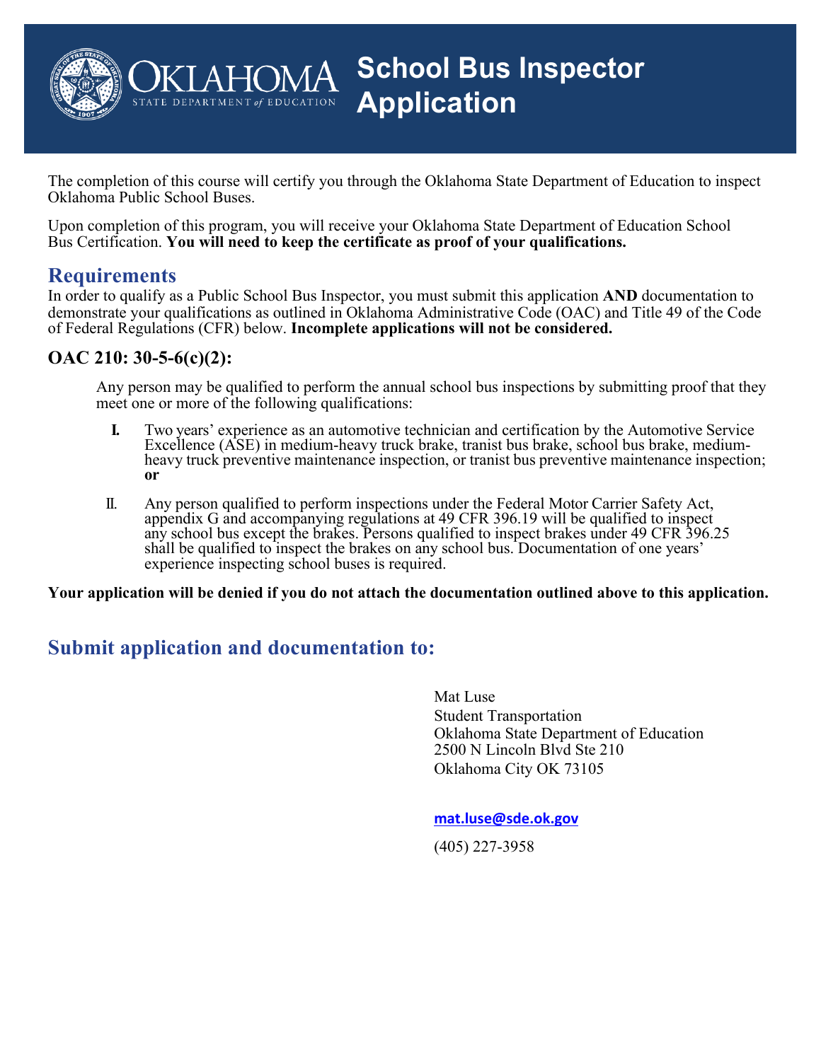# School Bus Inspector Application

The completion of this course will certify you through the Oklahoma State Department of Education to inspect Oklahoma Public School Buses.

Upon completion of this program, you will receive your Oklahoma State Department of Education School Bus Certification. **You will need to keep the certificate as proof of your qualifications.**

## Requirements

In order to qualify as a Public School Bus Inspector, you must submit this application **AND** documentation to demonstrate your qualifications as outlined in Oklahoma Administrative Code (OAC) and Title 49 of the Code of Federal Regulations (CFR) below. **Incomplete applications will not be considered.**

### OAC 210: 30-5-6(c)(2):

Any person may be qualified to perform the annual school bus inspections by submitting proof that they meet one or more of the following qualifications:

I. Two years' experience as an automotive technician and certification by the Automotive Service Excellence (ASE) in medium-heavy truck brake, tranist bus brake, school bus brake, medium-heavy truck preventive maintenance inspection, or tranist bus preventive maintenance inspection; **or**

II. Any person qualified to perform inspections under the Federal Motor Carrier Safety Act, appendix G and accompanying regulations at 49 CFR 396.19 will be qualified to inspect any school bus except the brakes. Persons qualified to inspect brakes under 49 CFR 396.25 shall be qualified to inspect the brakes on any school bus. Documentation of one years' experience inspecting school buses is required.

**Your application will be denied if you do not attach the documentation outlined above to this application.**

## Submit application and documentation to:

Mat Luse
Student Transportation
Oklahoma State Department of Education
2500 N Lincoln Blvd Ste 210
Oklahoma City OK 73105

mat.luse@sde.ok.gov

(405) 227-3958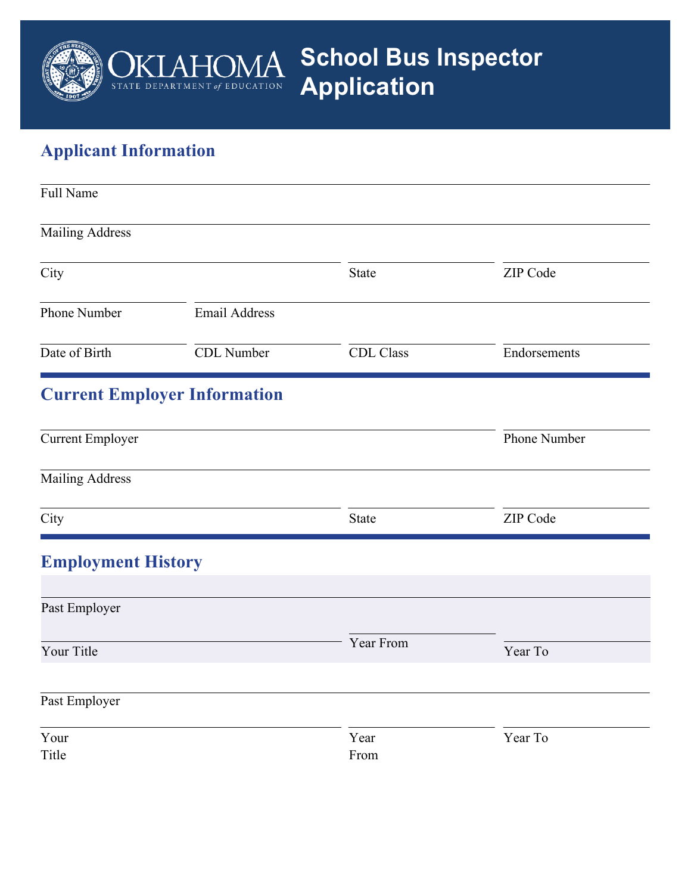# School Bus Inspector Application

OKLAHOMA STATE DEPARTMENT of EDUCATION

## Applicant Information

Full Name

Mailing Address

City | State | ZIP Code

Phone Number | Email Address

Date of Birth | CDL Number | CDL Class | Endorsements

## Current Employer Information

Current Employer | Phone Number

Mailing Address

City | State | ZIP Code

## Employment History

Past Employer

Your Title | Year From | Year To

Past Employer

Your Title | Year From | Year To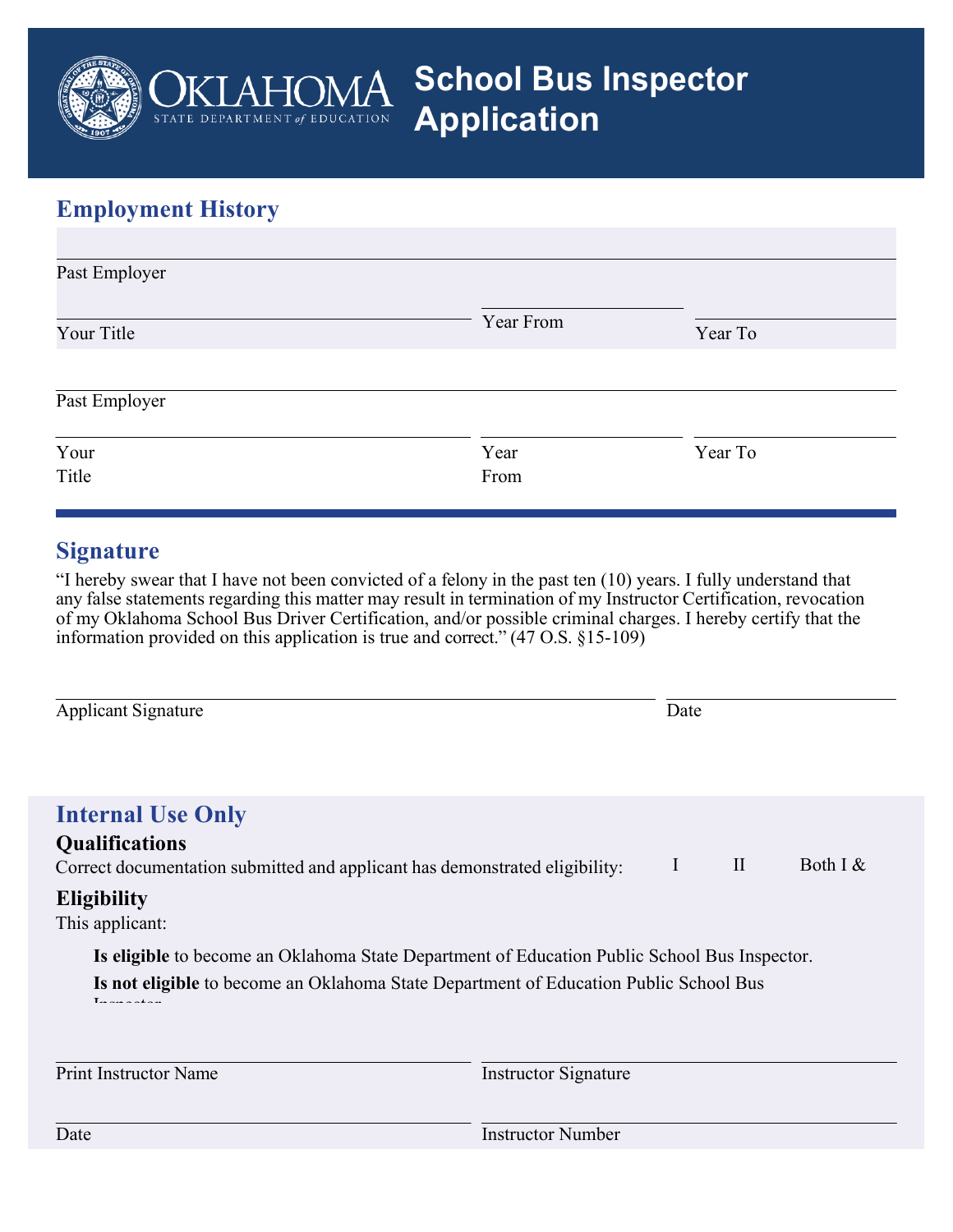# School Bus Inspector Application

OKLAHOMA STATE DEPARTMENT of EDUCATION

## Employment History

Past Employer

Your Title

Year From

Year To

Past Employer

Your Title

Year From

Year To

## Signature

"I hereby swear that I have not been convicted of a felony in the past ten (10) years. I fully understand that any false statements regarding this matter may result in termination of my Instructor Certification, revocation of my Oklahoma School Bus Driver Certification, and/or possible criminal charges. I hereby certify that the information provided on this application is true and correct." (47 O.S. §15-109)

Applicant Signature

Date

## Internal Use Only

### Qualifications

Correct documentation submitted and applicant has demonstrated eligibility: I II Both I &

### Eligibility

This applicant:

**Is eligible** to become an Oklahoma State Department of Education Public School Bus Inspector.

**Is not eligible** to become an Oklahoma State Department of Education Public School Bus Inspector.

Print Instructor Name

Instructor Signature

Date

Instructor Number